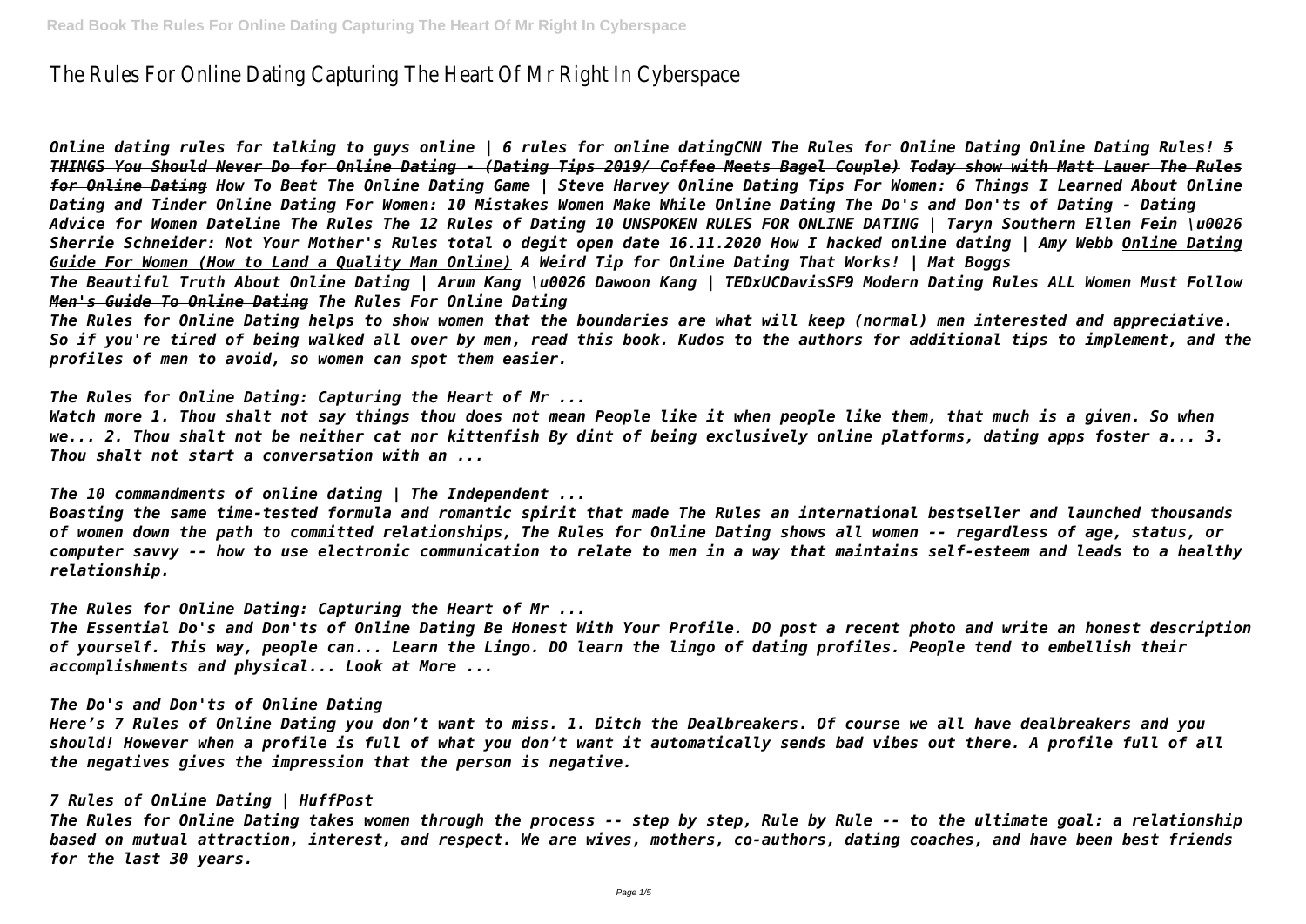# The Rules For Online Dating Capturing The Heart Of Mr Right In Cyberspace

*Online dating rules for talking to guys online | 6 rules for online datingCNN The Rules for Online Dating Online Dating Rules! ~~5 THINGS You Should Never Do for Online Dating - (Dating Tips 2019/ Coffee Meets Bagel Couple)~~ ~~Today show with Matt Lauer The Rules for Online Dating~~ How To Beat The Online Dating Game | Steve Harvey Online Dating Tips For Women: 6 Things I Learned About Online Dating and Tinder Online Dating For Women: 10 Mistakes Women Make While Online Dating The Do's and Don'ts of Dating - Dating Advice for Women Dateline The Rules ~~The 12 Rules of Dating~~ ~~10 UNSPOKEN RULES FOR ONLINE DATING | Taryn Southern~~ Ellen Fein \u0026 Sherrie Schneider: Not Your Mother's Rules total o degit open date 16.11.2020 How I hacked online dating | Amy Webb Online Dating Guide For Women (How to Land a Quality Man Online) A Weird Tip for Online Dating That Works! | Mat Boggs*

*The Beautiful Truth About Online Dating | Arum Kang \u0026 Dawoon Kang | TEDxUCDavisSF9 Modern Dating Rules ALL Women Must Follow Men's Guide To Online Dating The Rules For Online Dating*

*The Rules for Online Dating helps to show women that the boundaries are what will keep (normal) men interested and appreciative. So if you're tired of being walked all over by men, read this book. Kudos to the authors for additional tips to implement, and the profiles of men to avoid, so women can spot them easier.*

*The Rules for Online Dating: Capturing the Heart of Mr ...*

*Watch more 1. Thou shalt not say things thou does not mean People like it when people like them, that much is a given. So when we... 2. Thou shalt not be neither cat nor kittenfish By dint of being exclusively online platforms, dating apps foster a... 3. Thou shalt not start a conversation with an ...*

*The 10 commandments of online dating | The Independent ...*

*Boasting the same time-tested formula and romantic spirit that made The Rules an international bestseller and launched thousands of women down the path to committed relationships, The Rules for Online Dating shows all women -- regardless of age, status, or computer savvy -- how to use electronic communication to relate to men in a way that maintains self-esteem and leads to a healthy relationship.*

*The Rules for Online Dating: Capturing the Heart of Mr ...*

*The Essential Do's and Don'ts of Online Dating Be Honest With Your Profile. DO post a recent photo and write an honest description of yourself. This way, people can... Learn the Lingo. DO learn the lingo of dating profiles. People tend to embellish their accomplishments and physical... Look at More ...*

*The Do's and Don'ts of Online Dating*

*Here's 7 Rules of Online Dating you don't want to miss. 1. Ditch the Dealbreakers. Of course we all have dealbreakers and you should! However when a profile is full of what you don't want it automatically sends bad vibes out there. A profile full of all the negatives gives the impression that the person is negative.*

*7 Rules of Online Dating | HuffPost*

*The Rules for Online Dating takes women through the process -- step by step, Rule by Rule -- to the ultimate goal: a relationship based on mutual attraction, interest, and respect. We are wives, mothers, co-authors, dating coaches, and have been best friends for the last 30 years.*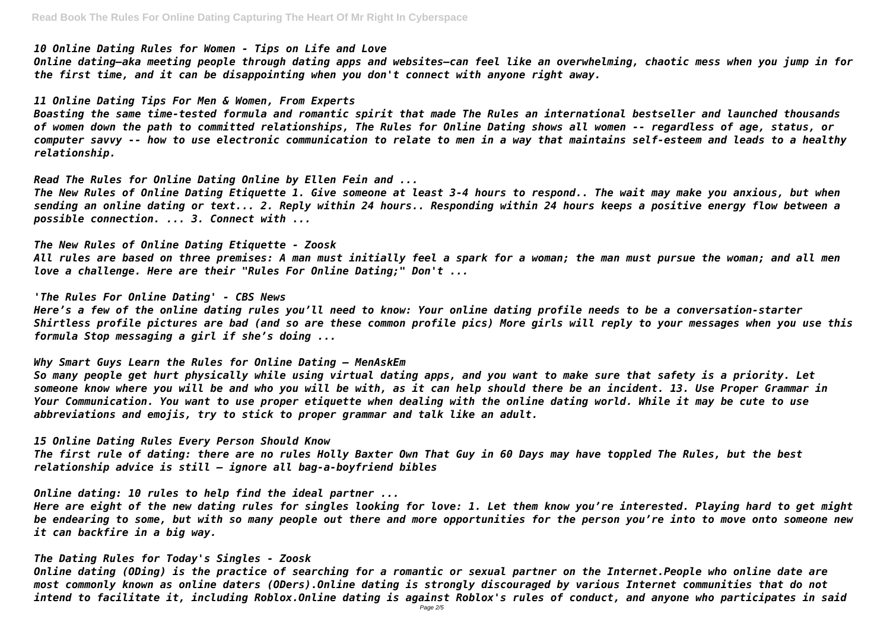*10 Online Dating Rules for Women - Tips on Life and Love*

*Online dating—aka meeting people through dating apps and websites—can feel like an overwhelming, chaotic mess when you jump in for the first time, and it can be disappointing when you don't connect with anyone right away.*

*11 Online Dating Tips For Men & Women, From Experts*

*Boasting the same time-tested formula and romantic spirit that made The Rules an international bestseller and launched thousands of women down the path to committed relationships, The Rules for Online Dating shows all women -- regardless of age, status, or computer savvy -- how to use electronic communication to relate to men in a way that maintains self-esteem and leads to a healthy relationship.*

*Read The Rules for Online Dating Online by Ellen Fein and ...*

*The New Rules of Online Dating Etiquette 1. Give someone at least 3-4 hours to respond.. The wait may make you anxious, but when sending an online dating or text... 2. Reply within 24 hours.. Responding within 24 hours keeps a positive energy flow between a possible connection. ... 3. Connect with ...*

*The New Rules of Online Dating Etiquette - Zoosk*

*All rules are based on three premises: A man must initially feel a spark for a woman; the man must pursue the woman; and all men love a challenge. Here are their "Rules For Online Dating;" Don't ...*

*'The Rules For Online Dating' - CBS News*

*Here's a few of the online dating rules you'll need to know: Your online dating profile needs to be a conversation-starter Shirtless profile pictures are bad (and so are these common profile pics) More girls will reply to your messages when you use this formula Stop messaging a girl if she's doing ...*

*Why Smart Guys Learn the Rules for Online Dating — MenAskEm*

*So many people get hurt physically while using virtual dating apps, and you want to make sure that safety is a priority. Let someone know where you will be and who you will be with, as it can help should there be an incident. 13. Use Proper Grammar in Your Communication. You want to use proper etiquette when dealing with the online dating world. While it may be cute to use abbreviations and emojis, try to stick to proper grammar and talk like an adult.*

*15 Online Dating Rules Every Person Should Know*

*The first rule of dating: there are no rules Holly Baxter Own That Guy in 60 Days may have toppled The Rules, but the best relationship advice is still – ignore all bag-a-boyfriend bibles*

*Online dating: 10 rules to help find the ideal partner ...*

*Here are eight of the new dating rules for singles looking for love: 1. Let them know you're interested. Playing hard to get might be endearing to some, but with so many people out there and more opportunities for the person you're into to move onto someone new it can backfire in a big way.*

*The Dating Rules for Today's Singles - Zoosk*

*Online dating (ODing) is the practice of searching for a romantic or sexual partner on the Internet.People who online date are most commonly known as online daters (ODers).Online dating is strongly discouraged by various Internet communities that do not intend to facilitate it, including Roblox.Online dating is against Roblox's rules of conduct, and anyone who participates in said*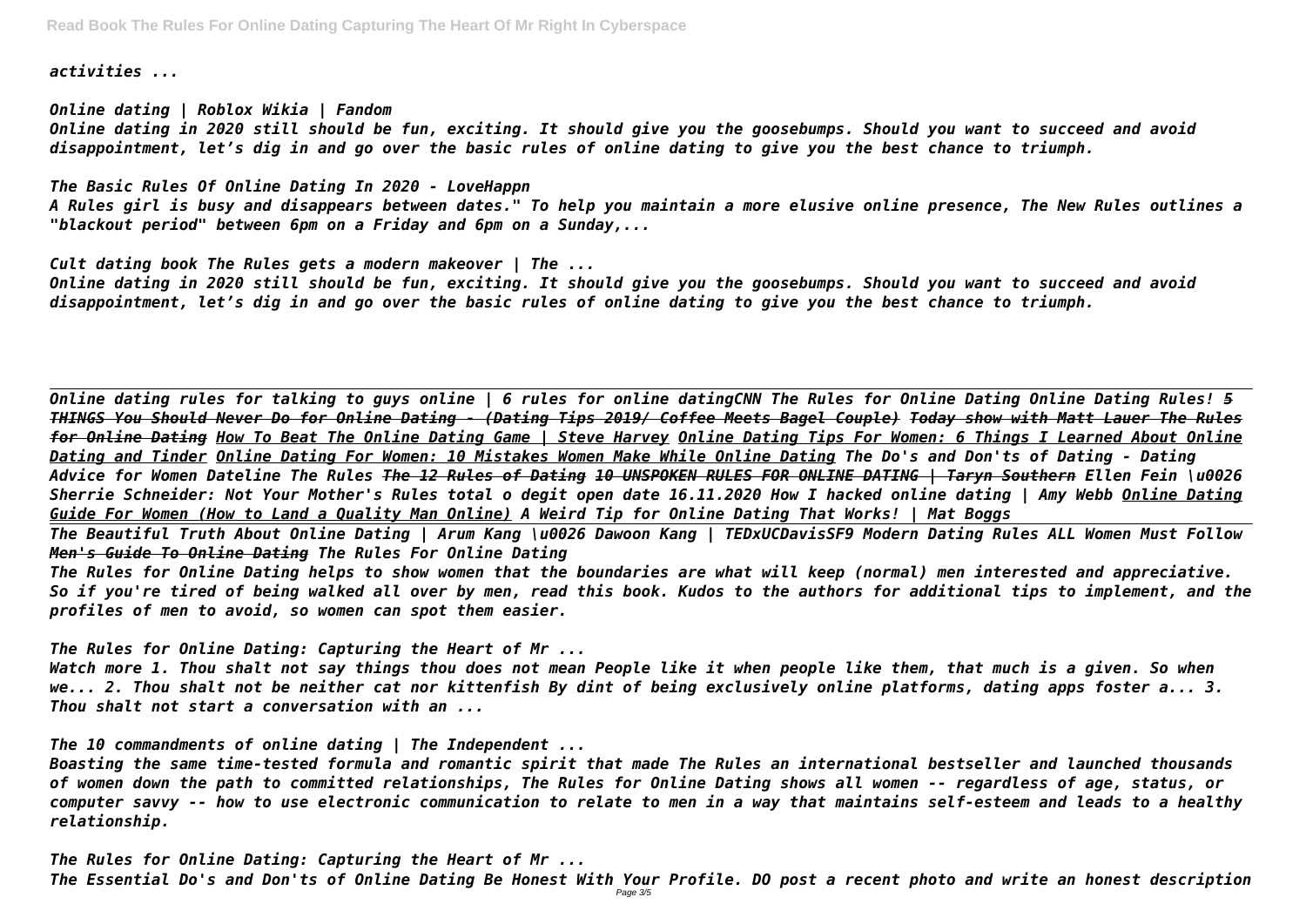*activities ...*

*Online dating | Roblox Wikia | Fandom*
*Online dating in 2020 still should be fun, exciting. It should give you the goosebumps. Should you want to succeed and avoid disappointment, let’s dig in and go over the basic rules of online dating to give you the best chance to triumph.*

*The Basic Rules Of Online Dating In 2020 - LoveHappn*
*A Rules girl is busy and disappears between dates." To help you maintain a more elusive online presence, The New Rules outlines a "blackout period" between 6pm on a Friday and 6pm on a Sunday,...*

*Cult dating book The Rules gets a modern makeover | The ...*
*Online dating in 2020 still should be fun, exciting. It should give you the goosebumps. Should you want to succeed and avoid disappointment, let’s dig in and go over the basic rules of online dating to give you the best chance to triumph.*

---

*Online dating rules for talking to guys online | 6 rules for online datingCNN The Rules for Online Dating Online Dating Rules!* ***~~5 THINGS You Should Never Do for Online Dating - (Dating Tips 2019/ Coffee Meets Bagel Couple)~~*** ***Today show with Matt Lauer The Rules for Online Dating*** ***How To Beat The Online Dating Game | Steve Harvey*** ***Online Dating Tips For Women: 6 Things I Learned About Online Dating and Tinder*** ***Online Dating For Women: 10 Mistakes Women Make While Online Dating*** *The Do's and Don'ts of Dating - Dating Advice for Women Dateline The Rules* ***~~The 12 Rules of Dating~~*** ***~~10 UNSPOKEN RULES FOR ONLINE DATING | Taryn Southern~~*** *Ellen Fein \u0026 Sherrie Schneider: Not Your Mother's Rules total o degit open date 16.11.2020 How I hacked online dating | Amy Webb* ***Online Dating Guide For Women (How to Land a Quality Man Online)*** *A Weird Tip for Online Dating That Works! | Mat Boggs*

---

*The Beautiful Truth About Online Dating | Arum Kang \u0026 Dawoon Kang | TEDxUCDavisSF9 Modern Dating Rules ALL Women Must Follow* ***~~Men's Guide To Online Dating~~*** *The Rules For Online Dating*
*The Rules for Online Dating helps to show women that the boundaries are what will keep (normal) men interested and appreciative. So if you're tired of being walked all over by men, read this book. Kudos to the authors for additional tips to implement, and the profiles of men to avoid, so women can spot them easier.*

*The Rules for Online Dating: Capturing the Heart of Mr ...*
*Watch more 1. Thou shalt not say things thou does not mean People like it when people like them, that much is a given. So when we... 2. Thou shalt not be neither cat nor kittenfish By dint of being exclusively online platforms, dating apps foster a... 3. Thou shalt not start a conversation with an ...*

*The 10 commandments of online dating | The Independent ...*
*Boasting the same time-tested formula and romantic spirit that made The Rules an international bestseller and launched thousands of women down the path to committed relationships, The Rules for Online Dating shows all women -- regardless of age, status, or computer savvy -- how to use electronic communication to relate to men in a way that maintains self-esteem and leads to a healthy relationship.*

*The Rules for Online Dating: Capturing the Heart of Mr ...*
*The Essential Do's and Don'ts of Online Dating Be Honest With Your Profile. DO post a recent photo and write an honest description*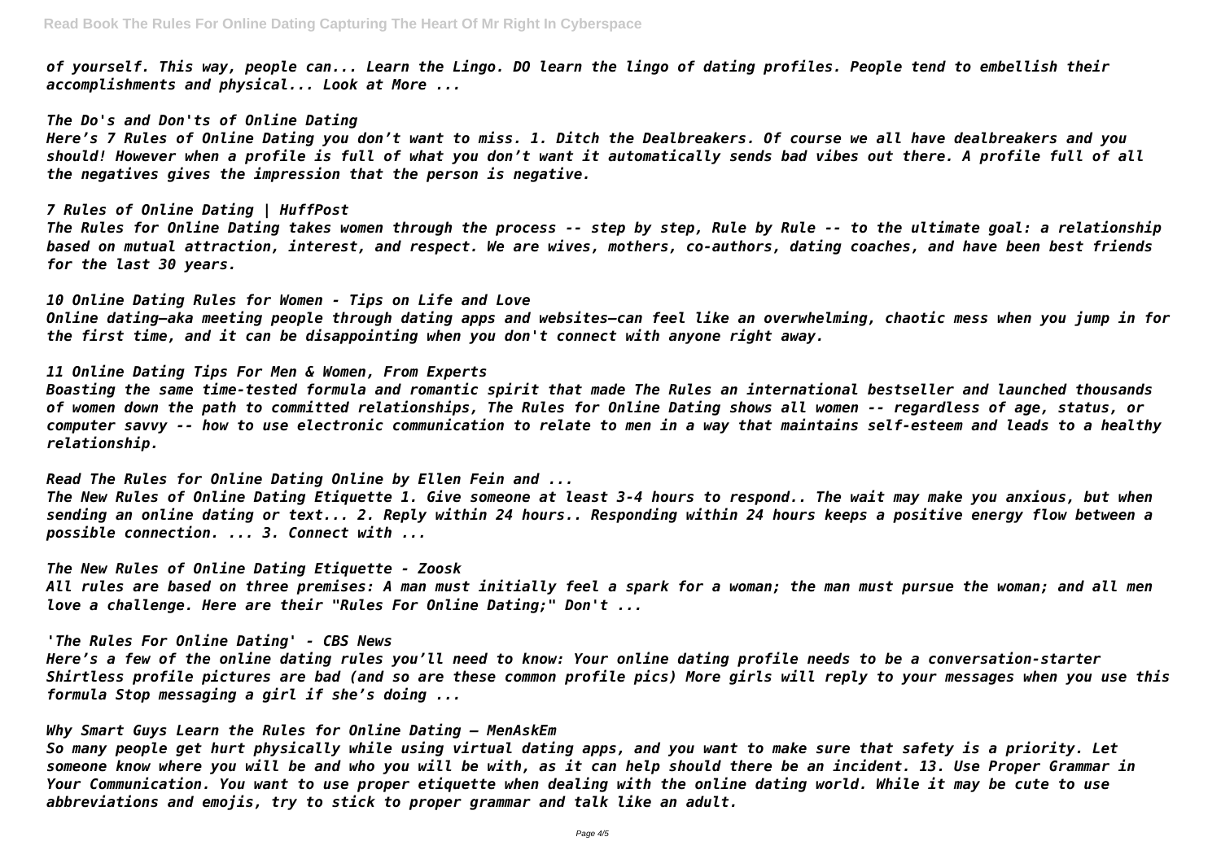*of yourself. This way, people can... Learn the Lingo. DO learn the lingo of dating profiles. People tend to embellish their accomplishments and physical... Look at More ...*

*The Do's and Don'ts of Online Dating*

*Here's 7 Rules of Online Dating you don't want to miss. 1. Ditch the Dealbreakers. Of course we all have dealbreakers and you should! However when a profile is full of what you don't want it automatically sends bad vibes out there. A profile full of all the negatives gives the impression that the person is negative.*

*7 Rules of Online Dating | HuffPost*

*The Rules for Online Dating takes women through the process -- step by step, Rule by Rule -- to the ultimate goal: a relationship based on mutual attraction, interest, and respect. We are wives, mothers, co-authors, dating coaches, and have been best friends for the last 30 years.*

*10 Online Dating Rules for Women - Tips on Life and Love*

*Online dating—aka meeting people through dating apps and websites—can feel like an overwhelming, chaotic mess when you jump in for the first time, and it can be disappointing when you don't connect with anyone right away.*

*11 Online Dating Tips For Men & Women, From Experts*

*Boasting the same time-tested formula and romantic spirit that made The Rules an international bestseller and launched thousands of women down the path to committed relationships, The Rules for Online Dating shows all women -- regardless of age, status, or computer savvy -- how to use electronic communication to relate to men in a way that maintains self-esteem and leads to a healthy relationship.*

*Read The Rules for Online Dating Online by Ellen Fein and ...*

*The New Rules of Online Dating Etiquette 1. Give someone at least 3-4 hours to respond.. The wait may make you anxious, but when sending an online dating or text... 2. Reply within 24 hours.. Responding within 24 hours keeps a positive energy flow between a possible connection. ... 3. Connect with ...*

*The New Rules of Online Dating Etiquette - Zoosk*

*All rules are based on three premises: A man must initially feel a spark for a woman; the man must pursue the woman; and all men love a challenge. Here are their "Rules For Online Dating;" Don't ...*

*'The Rules For Online Dating' - CBS News*

*Here's a few of the online dating rules you'll need to know: Your online dating profile needs to be a conversation-starter Shirtless profile pictures are bad (and so are these common profile pics) More girls will reply to your messages when you use this formula Stop messaging a girl if she's doing ...*

*Why Smart Guys Learn the Rules for Online Dating – MenAskEm*

*So many people get hurt physically while using virtual dating apps, and you want to make sure that safety is a priority. Let someone know where you will be and who you will be with, as it can help should there be an incident. 13. Use Proper Grammar in Your Communication. You want to use proper etiquette when dealing with the online dating world. While it may be cute to use abbreviations and emojis, try to stick to proper grammar and talk like an adult.*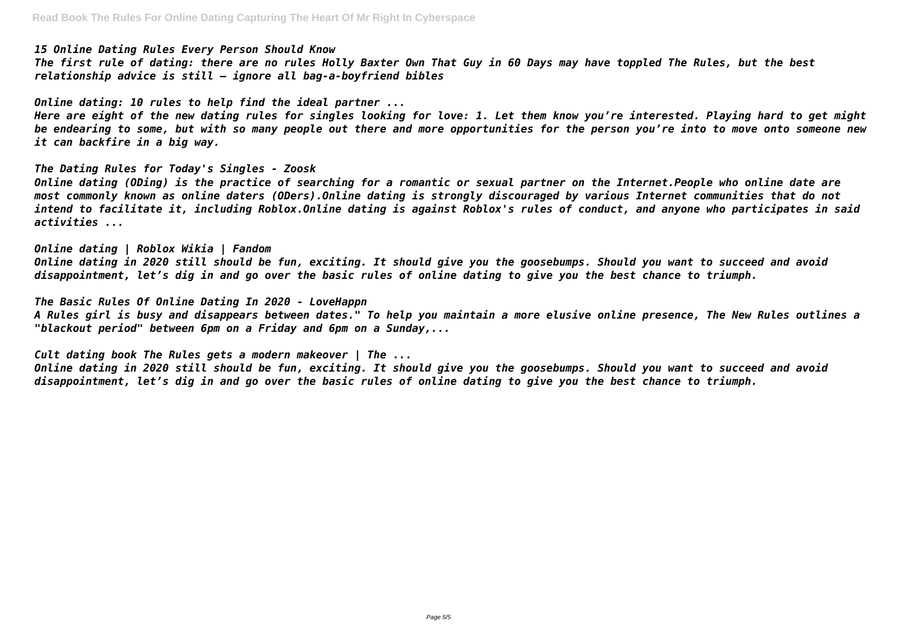*15 Online Dating Rules Every Person Should Know*

*The first rule of dating: there are no rules Holly Baxter Own That Guy in 60 Days may have toppled The Rules, but the best relationship advice is still – ignore all bag-a-boyfriend bibles*

*Online dating: 10 rules to help find the ideal partner ...*

*Here are eight of the new dating rules for singles looking for love: 1. Let them know you're interested. Playing hard to get might be endearing to some, but with so many people out there and more opportunities for the person you're into to move onto someone new it can backfire in a big way.*

*The Dating Rules for Today's Singles - Zoosk*

*Online dating (ODing) is the practice of searching for a romantic or sexual partner on the Internet.People who online date are most commonly known as online daters (ODers).Online dating is strongly discouraged by various Internet communities that do not intend to facilitate it, including Roblox.Online dating is against Roblox's rules of conduct, and anyone who participates in said activities ...*

*Online dating | Roblox Wikia | Fandom*

*Online dating in 2020 still should be fun, exciting. It should give you the goosebumps. Should you want to succeed and avoid disappointment, let's dig in and go over the basic rules of online dating to give you the best chance to triumph.*

*The Basic Rules Of Online Dating In 2020 - LoveHappn*

*A Rules girl is busy and disappears between dates." To help you maintain a more elusive online presence, The New Rules outlines a "blackout period" between 6pm on a Friday and 6pm on a Sunday,...*

*Cult dating book The Rules gets a modern makeover | The ...*

*Online dating in 2020 still should be fun, exciting. It should give you the goosebumps. Should you want to succeed and avoid disappointment, let's dig in and go over the basic rules of online dating to give you the best chance to triumph.*